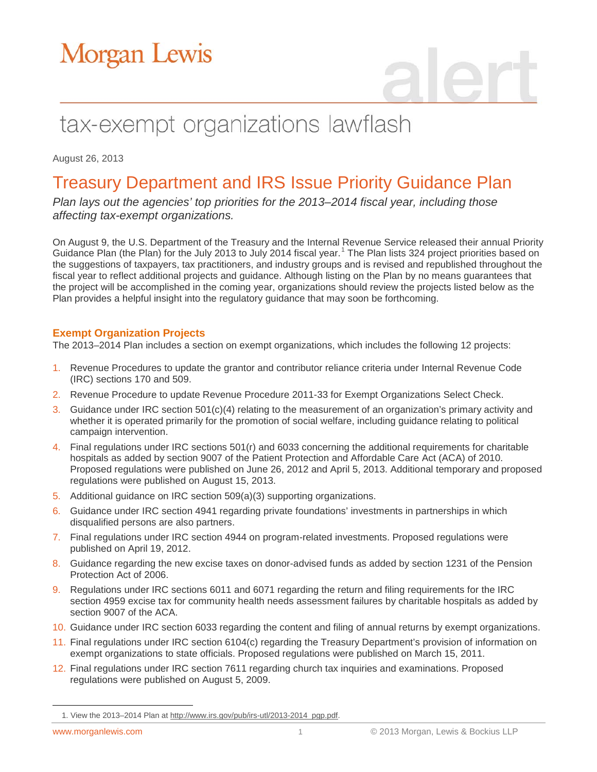# Morgan Lewis

## tax-exempt organizations lawflash

August 26, 2013

# Treasury Department and IRS Issue Priority Guidance Plan

*Plan lays out the agencies' top priorities for the 2013–2014 fiscal year, including those affecting tax-exempt organizations.*

On August 9, the U.S. Department of the Treasury and the Internal Revenue Service released their annual Priority Guidance Plan (the Plan) for the July 2013 to July 2014 fiscal year.[1] The Plan lists 324 project priorities based on the suggestions of taxpayers, tax practitioners, and industry groups and is revised and republished throughout the fiscal year to reflect additional projects and guidance. Although listing on the Plan by no means guarantees that the project will be accomplished in the coming year, organizations should review the projects listed below as the Plan provides a helpful insight into the regulatory guidance that may soon be forthcoming.

### Exempt Organization Projects

The 2013–2014 Plan includes a section on exempt organizations, which includes the following 12 projects:

1. Revenue Procedures to update the grantor and contributor reliance criteria under Internal Revenue Code (IRC) sections 170 and 509.
2. Revenue Procedure to update Revenue Procedure 2011-33 for Exempt Organizations Select Check.
3. Guidance under IRC section 501(c)(4) relating to the measurement of an organization's primary activity and whether it is operated primarily for the promotion of social welfare, including guidance relating to political campaign intervention.
4. Final regulations under IRC sections 501(r) and 6033 concerning the additional requirements for charitable hospitals as added by section 9007 of the Patient Protection and Affordable Care Act (ACA) of 2010. Proposed regulations were published on June 26, 2012 and April 5, 2013. Additional temporary and proposed regulations were published on August 15, 2013.
5. Additional guidance on IRC section 509(a)(3) supporting organizations.
6. Guidance under IRC section 4941 regarding private foundations' investments in partnerships in which disqualified persons are also partners.
7. Final regulations under IRC section 4944 on program-related investments. Proposed regulations were published on April 19, 2012.
8. Guidance regarding the new excise taxes on donor-advised funds as added by section 1231 of the Pension Protection Act of 2006.
9. Regulations under IRC sections 6011 and 6071 regarding the return and filing requirements for the IRC section 4959 excise tax for community health needs assessment failures by charitable hospitals as added by section 9007 of the ACA.
10. Guidance under IRC section 6033 regarding the content and filing of annual returns by exempt organizations.
11. Final regulations under IRC section 6104(c) regarding the Treasury Department's provision of information on exempt organizations to state officials. Proposed regulations were published on March 15, 2011.
12. Final regulations under IRC section 7611 regarding church tax inquiries and examinations. Proposed regulations were published on August 5, 2009.

---

1. View the 2013–2014 Plan at http://www.irs.gov/pub/irs-utl/2013-2014_pgp.pdf.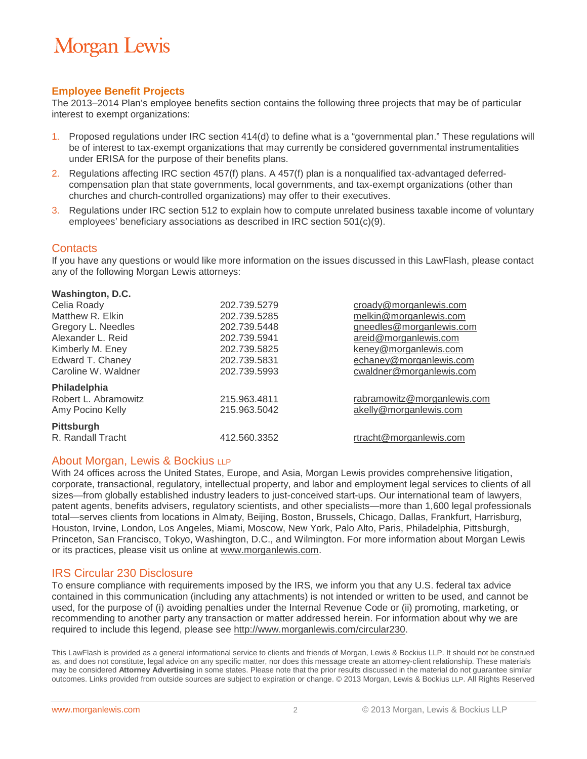Morgan Lewis

## Employee Benefit Projects

The 2013–2014 Plan's employee benefits section contains the following three projects that may be of particular interest to exempt organizations:

1. Proposed regulations under IRC section 414(d) to define what is a "governmental plan." These regulations will be of interest to tax-exempt organizations that may currently be considered governmental instrumentalities under ERISA for the purpose of their benefits plans.
2. Regulations affecting IRC section 457(f) plans. A 457(f) plan is a nonqualified tax-advantaged deferred-compensation plan that state governments, local governments, and tax-exempt organizations (other than churches and church-controlled organizations) may offer to their executives.
3. Regulations under IRC section 512 to explain how to compute unrelated business taxable income of voluntary employees' beneficiary associations as described in IRC section 501(c)(9).

## Contacts

If you have any questions or would like more information on the issues discussed in this LawFlash, please contact any of the following Morgan Lewis attorneys:

| | | |
|---|---|---|
| **Washington, D.C.** | | |
| Celia Roady | 202.739.5279 | croady@morganlewis.com |
| Matthew R. Elkin | 202.739.5285 | melkin@morganlewis.com |
| Gregory L. Needles | 202.739.5448 | gneedles@morganlewis.com |
| Alexander L. Reid | 202.739.5941 | areid@morganlewis.com |
| Kimberly M. Eney | 202.739.5825 | keney@morganlewis.com |
| Edward T. Chaney | 202.739.5831 | echaney@morganlewis.com |
| Caroline W. Waldner | 202.739.5993 | cwaldner@morganlewis.com |
| **Philadelphia** | | |
| Robert L. Abramowitz | 215.963.4811 | rabramowitz@morganlewis.com |
| Amy Pocino Kelly | 215.963.5042 | akelly@morganlewis.com |
| **Pittsburgh** | | |
| R. Randall Tracht | 412.560.3352 | rtracht@morganlewis.com |

## About Morgan, Lewis & Bockius LLP

With 24 offices across the United States, Europe, and Asia, Morgan Lewis provides comprehensive litigation, corporate, transactional, regulatory, intellectual property, and labor and employment legal services to clients of all sizes—from globally established industry leaders to just-conceived start-ups. Our international team of lawyers, patent agents, benefits advisers, regulatory scientists, and other specialists—more than 1,600 legal professionals total—serves clients from locations in Almaty, Beijing, Boston, Brussels, Chicago, Dallas, Frankfurt, Harrisburg, Houston, Irvine, London, Los Angeles, Miami, Moscow, New York, Palo Alto, Paris, Philadelphia, Pittsburgh, Princeton, San Francisco, Tokyo, Washington, D.C., and Wilmington. For more information about Morgan Lewis or its practices, please visit us online at www.morganlewis.com.

## IRS Circular 230 Disclosure

To ensure compliance with requirements imposed by the IRS, we inform you that any U.S. federal tax advice contained in this communication (including any attachments) is not intended or written to be used, and cannot be used, for the purpose of (i) avoiding penalties under the Internal Revenue Code or (ii) promoting, marketing, or recommending to another party any transaction or matter addressed herein. For information about why we are required to include this legend, please see http://www.morganlewis.com/circular230.

This LawFlash is provided as a general informational service to clients and friends of Morgan, Lewis & Bockius LLP. It should not be construed as, and does not constitute, legal advice on any specific matter, nor does this message create an attorney-client relationship. These materials may be considered **Attorney Advertising** in some states. Please note that the prior results discussed in the material do not guarantee similar outcomes. Links provided from outside sources are subject to expiration or change. © 2013 Morgan, Lewis & Bockius LLP. All Rights Reserved